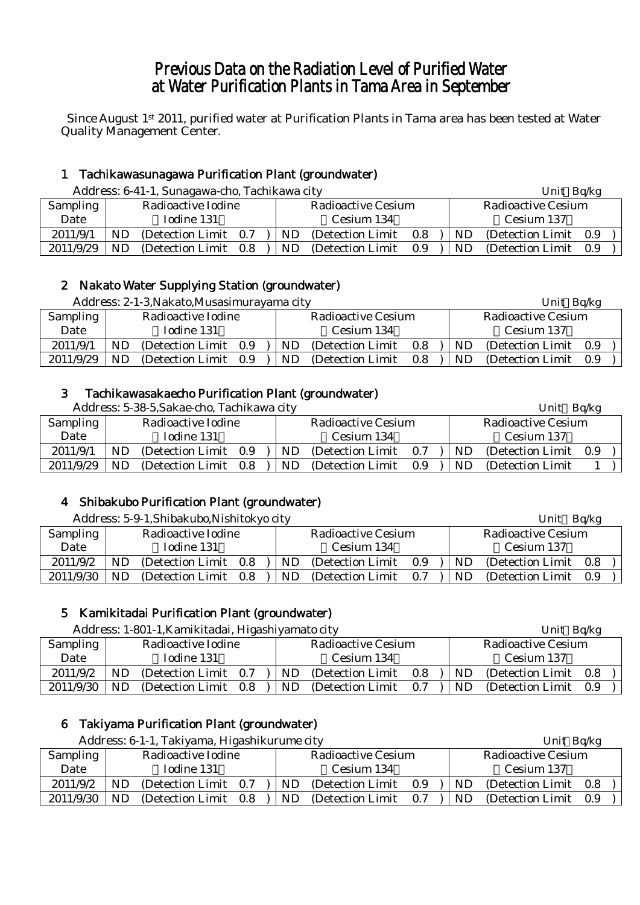# Previous Data on the Radiation Level of Purified Water at Water Purification Plants in Tama Area in September

Since August 1st 2011, purified water at Purification Plants in Tama area has been tested at Water Quality Management Center.

## 1 Tachikawasunagawa Purification Plant (groundwater)

Address: 6-41-1, Sunagawa-cho, Tachikawa city

Unit Bq/kg

| Sampling Date | Radioactive Iodine (Iodine 131) | Radioactive Cesium (Cesium 134) | Radioactive Cesium (Cesium 137) |
|---|---|---|---|
| 2011/9/1 | ND (Detection Limit 0.7) | ND (Detection Limit 0.8) | ND (Detection Limit 0.9) |
| 2011/9/29 | ND (Detection Limit 0.8) | ND (Detection Limit 0.9) | ND (Detection Limit 0.9) |

## 2 Nakato Water Supplying Station (groundwater)

Address: 2-1-3,Nakato,Musasimurayama city

Unit Bq/kg

| Sampling Date | Radioactive Iodine (Iodine 131) | Radioactive Cesium (Cesium 134) | Radioactive Cesium (Cesium 137) |
|---|---|---|---|
| 2011/9/1 | ND (Detection Limit 0.9) | ND (Detection Limit 0.8) | ND (Detection Limit 0.9) |
| 2011/9/29 | ND (Detection Limit 0.9) | ND (Detection Limit 0.8) | ND (Detection Limit 0.9) |

## 3 Tachikawasakaecho Purification Plant (groundwater)

Address: 5-38-5,Sakae-cho, Tachikawa city

Unit Bq/kg

| Sampling Date | Radioactive Iodine (Iodine 131) | Radioactive Cesium (Cesium 134) | Radioactive Cesium (Cesium 137) |
|---|---|---|---|
| 2011/9/1 | ND (Detection Limit 0.9) | ND (Detection Limit 0.7) | ND (Detection Limit 0.9) |
| 2011/9/29 | ND (Detection Limit 0.8) | ND (Detection Limit 0.9) | ND (Detection Limit 1) |

## 4 Shibakubo Purification Plant (groundwater)

Address: 5-9-1,Shibakubo,Nishitokyo city

Unit Bq/kg

| Sampling Date | Radioactive Iodine (Iodine 131) | Radioactive Cesium (Cesium 134) | Radioactive Cesium (Cesium 137) |
|---|---|---|---|
| 2011/9/2 | ND (Detection Limit 0.8) | ND (Detection Limit 0.9) | ND (Detection Limit 0.8) |
| 2011/9/30 | ND (Detection Limit 0.8) | ND (Detection Limit 0.7) | ND (Detection Limit 0.9) |

## 5 Kamikitadai Purification Plant (groundwater)

Address: 1-801-1,Kamikitadai, Higashiyamato city

Unit Bq/kg

| Sampling Date | Radioactive Iodine (Iodine 131) | Radioactive Cesium (Cesium 134) | Radioactive Cesium (Cesium 137) |
|---|---|---|---|
| 2011/9/2 | ND (Detection Limit 0.7) | ND (Detection Limit 0.8) | ND (Detection Limit 0.8) |
| 2011/9/30 | ND (Detection Limit 0.8) | ND (Detection Limit 0.7) | ND (Detection Limit 0.9) |

## 6 Takiyama Purification Plant (groundwater)

Address: 6-1-1, Takiyama, Higashikurume city

Unit Bq/kg

| Sampling Date | Radioactive Iodine (Iodine 131) | Radioactive Cesium (Cesium 134) | Radioactive Cesium (Cesium 137) |
|---|---|---|---|
| 2011/9/2 | ND (Detection Limit 0.7) | ND (Detection Limit 0.9) | ND (Detection Limit 0.8) |
| 2011/9/30 | ND (Detection Limit 0.8) | ND (Detection Limit 0.7) | ND (Detection Limit 0.9) |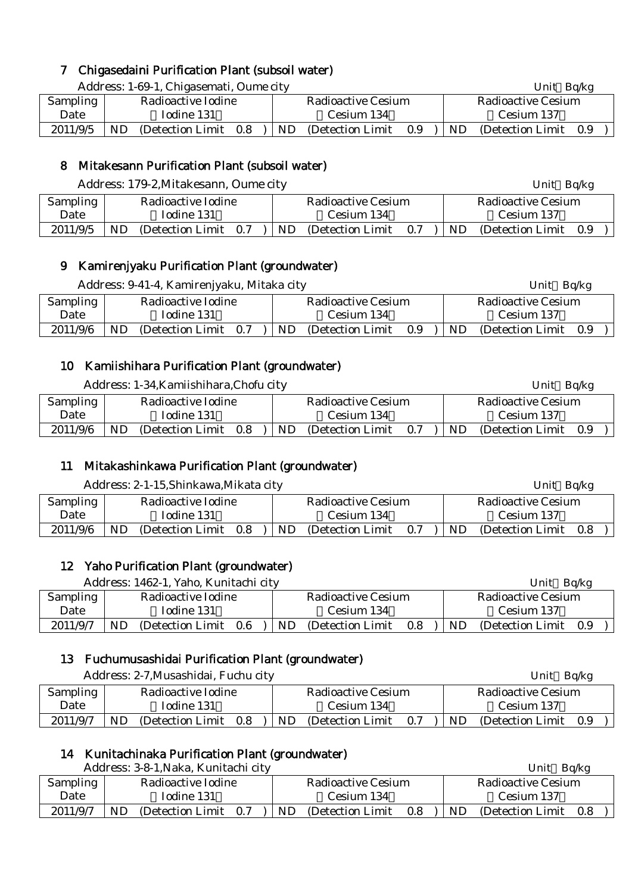## 7 Chigasedaini Purification Plant (subsoil water)

Address: 1-69-1, Chigasemati, Oume city　　Unit：Bq/kg

| Sampling Date | Radioactive Iodine （Iodine 131） | Radioactive Cesium （Cesium 134） | Radioactive Cesium （Cesium 137） |
|---|---|---|---|
| 2011/9/5 | ND (Detection Limit 0.8 ) | ND (Detection Limit 0.9 ) | ND (Detection Limit 0.9 ) |

## 8 Mitakesann Purification Plant (subsoil water)

Address: 179-2,Mitakesann, Oume city　　Unit：Bq/kg

| Sampling Date | Radioactive Iodine （Iodine 131） | Radioactive Cesium （Cesium 134） | Radioactive Cesium （Cesium 137） |
|---|---|---|---|
| 2011/9/5 | ND (Detection Limit 0.7 ) | ND (Detection Limit 0.7 ) | ND (Detection Limit 0.9 ) |

## 9 Kamirenjyaku Purification Plant (groundwater)

Address: 9-41-4, Kamirenjyaku, Mitaka city　　Unit：Bq/kg

| Sampling Date | Radioactive Iodine （Iodine 131） | Radioactive Cesium （Cesium 134） | Radioactive Cesium （Cesium 137） |
|---|---|---|---|
| 2011/9/6 | ND (Detection Limit 0.7 ) | ND (Detection Limit 0.9 ) | ND (Detection Limit 0.9 ) |

## 10 Kamiishihara Purification Plant (groundwater)

Address: 1-34,Kamiishihara,Chofu city　　Unit：Bq/kg

| Sampling Date | Radioactive Iodine （Iodine 131） | Radioactive Cesium （Cesium 134） | Radioactive Cesium （Cesium 137） |
|---|---|---|---|
| 2011/9/6 | ND (Detection Limit 0.8 ) | ND (Detection Limit 0.7 ) | ND (Detection Limit 0.9 ) |

## 11 Mitakashinkawa Purification Plant (groundwater)

Address: 2-1-15,Shinkawa,Mikata city　　Unit：Bq/kg

| Sampling Date | Radioactive Iodine （Iodine 131） | Radioactive Cesium （Cesium 134） | Radioactive Cesium （Cesium 137） |
|---|---|---|---|
| 2011/9/6 | ND (Detection Limit 0.8 ) | ND (Detection Limit 0.7 ) | ND (Detection Limit 0.8 ) |

## 12 Yaho Purification Plant (groundwater)

Address: 1462-1, Yaho, Kunitachi city　　Unit：Bq/kg

| Sampling Date | Radioactive Iodine （Iodine 131） | Radioactive Cesium （Cesium 134） | Radioactive Cesium （Cesium 137） |
|---|---|---|---|
| 2011/9/7 | ND (Detection Limit 0.6 ) | ND (Detection Limit 0.8 ) | ND (Detection Limit 0.9 ) |

## 13 Fuchumusashidai Purification Plant (groundwater)

Address: 2-7,Musashidai, Fuchu city　　Unit：Bq/kg

| Sampling Date | Radioactive Iodine （Iodine 131） | Radioactive Cesium （Cesium 134） | Radioactive Cesium （Cesium 137） |
|---|---|---|---|
| 2011/9/7 | ND (Detection Limit 0.8 ) | ND (Detection Limit 0.7 ) | ND (Detection Limit 0.9 ) |

## 14 Kunitachinaka Purification Plant (groundwater)

Address: 3-8-1,Naka, Kunitachi city　　Unit：Bq/kg

| Sampling Date | Radioactive Iodine （Iodine 131） | Radioactive Cesium （Cesium 134） | Radioactive Cesium （Cesium 137） |
|---|---|---|---|
| 2011/9/7 | ND (Detection Limit 0.7 ) | ND (Detection Limit 0.8 ) | ND (Detection Limit 0.8 ) |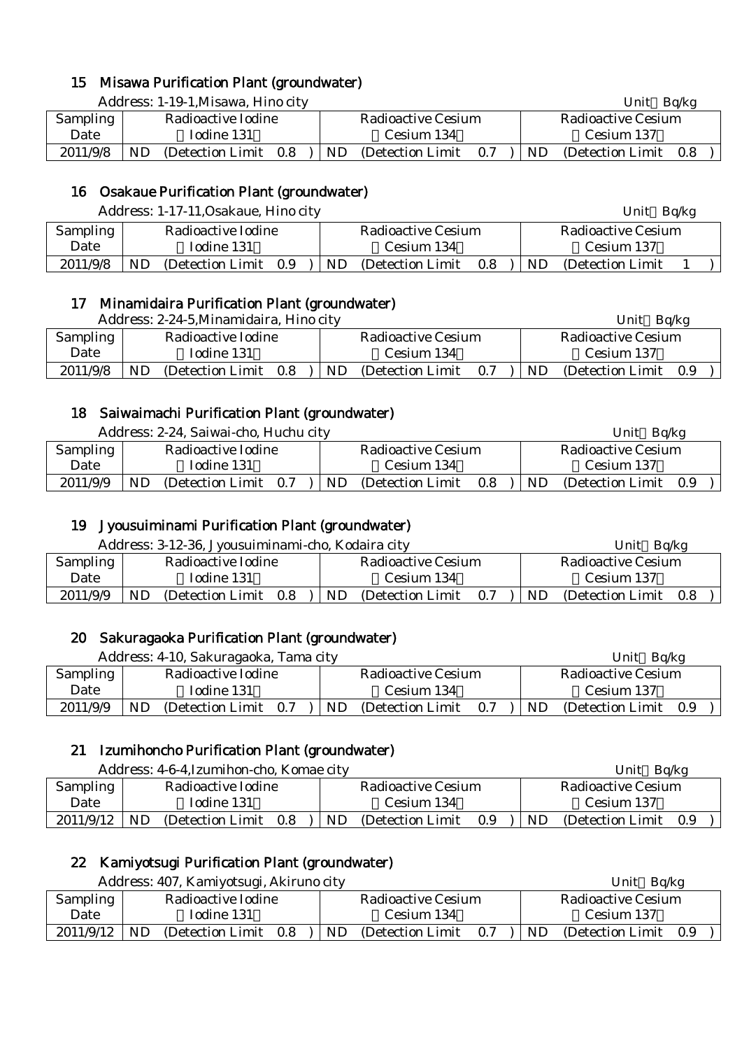## 15 Misawa Purification Plant (groundwater)

Address: 1-19-1,Misawa, Hino city　　Unit：Bq/kg

| Sampling Date | Radioactive Iodine （Iodine 131） | Radioactive Cesium （Cesium 134） | Radioactive Cesium （Cesium 137） |
|---|---|---|---|
| 2011/9/8 | ND (Detection Limit 0.8 ) | ND (Detection Limit 0.7 ) | ND (Detection Limit 0.8 ) |

## 16 Osakaue Purification Plant (groundwater)

Address: 1-17-11,Osakaue, Hino city　　Unit：Bq/kg

| Sampling Date | Radioactive Iodine （Iodine 131） | Radioactive Cesium （Cesium 134） | Radioactive Cesium （Cesium 137） |
|---|---|---|---|
| 2011/9/8 | ND (Detection Limit 0.9 ) | ND (Detection Limit 0.8 ) | ND (Detection Limit 1 ) |

## 17 Minamidaira Purification Plant (groundwater)

Address: 2-24-5,Minamidaira, Hino city　　Unit：Bq/kg

| Sampling Date | Radioactive Iodine （Iodine 131） | Radioactive Cesium （Cesium 134） | Radioactive Cesium （Cesium 137） |
|---|---|---|---|
| 2011/9/8 | ND (Detection Limit 0.8 ) | ND (Detection Limit 0.7 ) | ND (Detection Limit 0.9 ) |

## 18 Saiwaimachi Purification Plant (groundwater)

Address: 2-24, Saiwai-cho, Huchu city　　Unit：Bq/kg

| Sampling Date | Radioactive Iodine （Iodine 131） | Radioactive Cesium （Cesium 134） | Radioactive Cesium （Cesium 137） |
|---|---|---|---|
| 2011/9/9 | ND (Detection Limit 0.7 ) | ND (Detection Limit 0.8 ) | ND (Detection Limit 0.9 ) |

## 19 Jyousuiminami Purification Plant (groundwater)

Address: 3-12-36, Jyousuiminami-cho, Kodaira city　　Unit：Bq/kg

| Sampling Date | Radioactive Iodine （Iodine 131） | Radioactive Cesium （Cesium 134） | Radioactive Cesium （Cesium 137） |
|---|---|---|---|
| 2011/9/9 | ND (Detection Limit 0.8 ) | ND (Detection Limit 0.7 ) | ND (Detection Limit 0.8 ) |

## 20 Sakuragaoka Purification Plant (groundwater)

Address: 4-10, Sakuragaoka, Tama city　　Unit：Bq/kg

| Sampling Date | Radioactive Iodine （Iodine 131） | Radioactive Cesium （Cesium 134） | Radioactive Cesium （Cesium 137） |
|---|---|---|---|
| 2011/9/9 | ND (Detection Limit 0.7 ) | ND (Detection Limit 0.7 ) | ND (Detection Limit 0.9 ) |

## 21 Izumihoncho Purification Plant (groundwater)

Address: 4-6-4,Izumihon-cho, Komae city　　Unit：Bq/kg

| Sampling Date | Radioactive Iodine （Iodine 131） | Radioactive Cesium （Cesium 134） | Radioactive Cesium （Cesium 137） |
|---|---|---|---|
| 2011/9/12 | ND (Detection Limit 0.8 ) | ND (Detection Limit 0.9 ) | ND (Detection Limit 0.9 ) |

## 22 Kamiyotsugi Purification Plant (groundwater)

Address: 407, Kamiyotsugi, Akiruno city　　Unit：Bq/kg

| Sampling Date | Radioactive Iodine （Iodine 131） | Radioactive Cesium （Cesium 134） | Radioactive Cesium （Cesium 137） |
|---|---|---|---|
| 2011/9/12 | ND (Detection Limit 0.8 ) | ND (Detection Limit 0.7 ) | ND (Detection Limit 0.9 ) |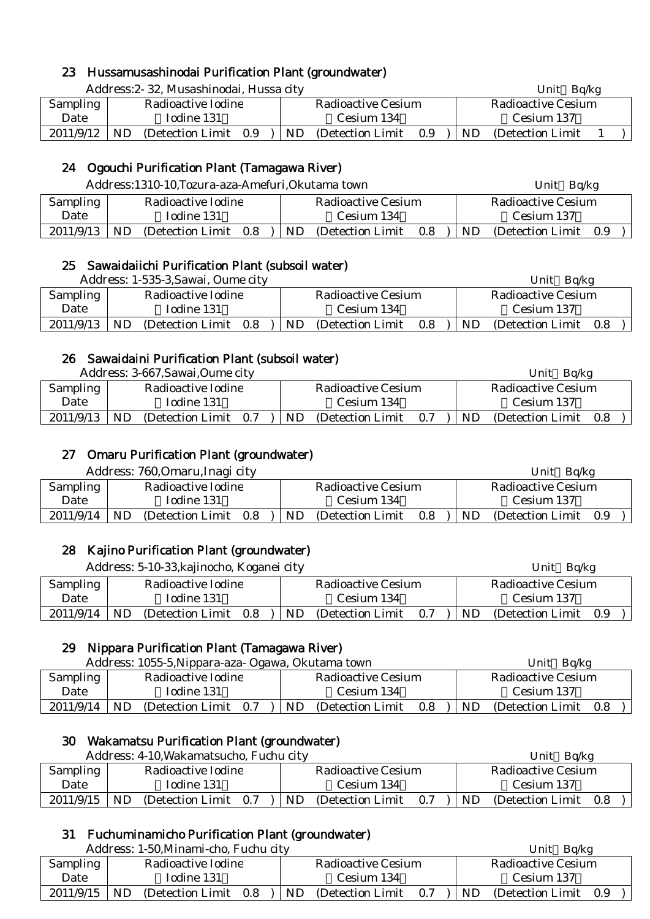## 23 Hussamusashinodai Purification Plant (groundwater)

Address:2- 32, Musashinodai, Hussa city

Unit：Bq/kg

| Sampling Date | Radioactive Iodine （Iodine 131） | Radioactive Cesium （Cesium 134） | Radioactive Cesium （Cesium 137） |
|---|---|---|---|
| 2011/9/12 | ND (Detection Limit 0.9 ) | ND (Detection Limit 0.9 ) | ND (Detection Limit 1 ) |

## 24 Ogouchi Purification Plant (Tamagawa River)

Address:1310-10,Tozura-aza-Amefuri,Okutama town

Unit：Bq/kg

| Sampling Date | Radioactive Iodine （Iodine 131） | Radioactive Cesium （Cesium 134） | Radioactive Cesium （Cesium 137） |
|---|---|---|---|
| 2011/9/13 | ND (Detection Limit 0.8 ) | ND (Detection Limit 0.8 ) | ND (Detection Limit 0.9 ) |

## 25 Sawaidaiichi Purification Plant (subsoil water)

Address: 1-535-3,Sawai, Oume city

Unit：Bq/kg

| Sampling Date | Radioactive Iodine （Iodine 131） | Radioactive Cesium （Cesium 134） | Radioactive Cesium （Cesium 137） |
|---|---|---|---|
| 2011/9/13 | ND (Detection Limit 0.8 ) | ND (Detection Limit 0.8 ) | ND (Detection Limit 0.8 ) |

## 26 Sawaidaini Purification Plant (subsoil water)

Address: 3-667,Sawai,Oume city

Unit：Bq/kg

| Sampling Date | Radioactive Iodine （Iodine 131） | Radioactive Cesium （Cesium 134） | Radioactive Cesium （Cesium 137） |
|---|---|---|---|
| 2011/9/13 | ND (Detection Limit 0.7 ) | ND (Detection Limit 0.7 ) | ND (Detection Limit 0.8 ) |

## 27 Omaru Purification Plant (groundwater)

Address: 760,Omaru,Inagi city

Unit：Bq/kg

| Sampling Date | Radioactive Iodine （Iodine 131） | Radioactive Cesium （Cesium 134） | Radioactive Cesium （Cesium 137） |
|---|---|---|---|
| 2011/9/14 | ND (Detection Limit 0.8 ) | ND (Detection Limit 0.8 ) | ND (Detection Limit 0.9 ) |

## 28 Kajino Purification Plant (groundwater)

Address: 5-10-33,kajinocho, Koganei city

Unit：Bq/kg

| Sampling Date | Radioactive Iodine （Iodine 131） | Radioactive Cesium （Cesium 134） | Radioactive Cesium （Cesium 137） |
|---|---|---|---|
| 2011/9/14 | ND (Detection Limit 0.8 ) | ND (Detection Limit 0.7 ) | ND (Detection Limit 0.9 ) |

## 29 Nippara Purification Plant (Tamagawa River)

Address: 1055-5,Nippara-aza- Ogawa, Okutama town

Unit：Bq/kg

| Sampling Date | Radioactive Iodine （Iodine 131） | Radioactive Cesium （Cesium 134） | Radioactive Cesium （Cesium 137） |
|---|---|---|---|
| 2011/9/14 | ND (Detection Limit 0.7 ) | ND (Detection Limit 0.8 ) | ND (Detection Limit 0.8 ) |

## 30 Wakamatsu Purification Plant (groundwater)

Address: 4-10,Wakamatsucho, Fuchu city

Unit：Bq/kg

| Sampling Date | Radioactive Iodine （Iodine 131） | Radioactive Cesium （Cesium 134） | Radioactive Cesium （Cesium 137） |
|---|---|---|---|
| 2011/9/15 | ND (Detection Limit 0.7 ) | ND (Detection Limit 0.7 ) | ND (Detection Limit 0.8 ) |

## 31 Fuchuminamicho Purification Plant (groundwater)

Address: 1-50,Minami-cho, Fuchu city

Unit：Bq/kg

| Sampling Date | Radioactive Iodine （Iodine 131） | Radioactive Cesium （Cesium 134） | Radioactive Cesium （Cesium 137） |
|---|---|---|---|
| 2011/9/15 | ND (Detection Limit 0.8 ) | ND (Detection Limit 0.7 ) | ND (Detection Limit 0.9 ) |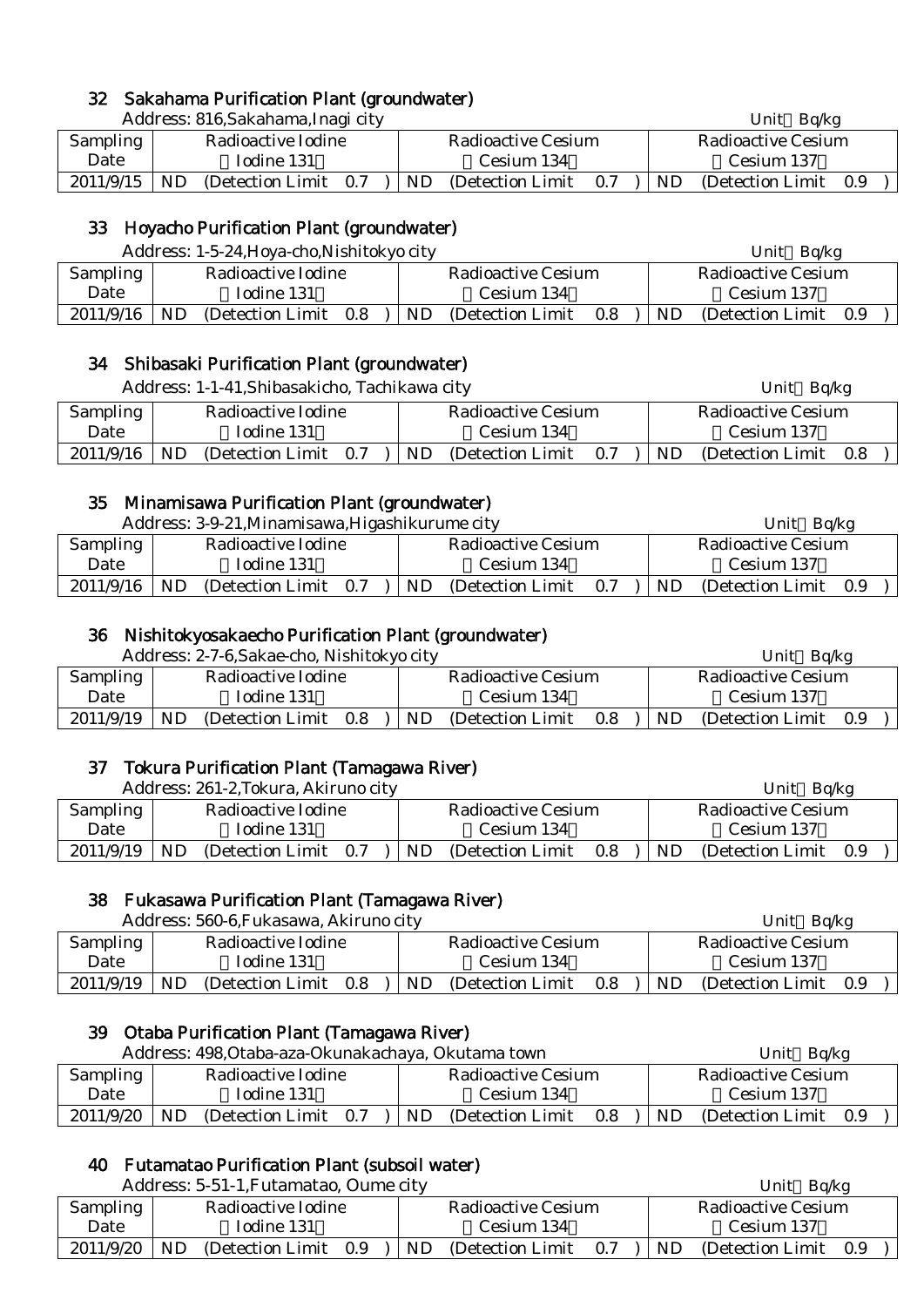## 32 Sakahama Purification Plant (groundwater)

Address: 816,Sakahama,Inagi city　　　　　　　　　　　　　　　　Unit：Bq/kg

| Sampling Date | Radioactive Iodine （Iodine 131） | Radioactive Cesium （Cesium 134） | Radioactive Cesium （Cesium 137） |
|---|---|---|---|
| 2011/9/15 | ND (Detection Limit 0.7 ) | ND (Detection Limit 0.7 ) | ND (Detection Limit 0.9 ) |

## 33 Hoyacho Purification Plant (groundwater)

Address: 1-5-24,Hoya-cho,Nishitokyo city　　　　　　　　　　　　Unit：Bq/kg

| Sampling Date | Radioactive Iodine （Iodine 131） | Radioactive Cesium （Cesium 134） | Radioactive Cesium （Cesium 137） |
|---|---|---|---|
| 2011/9/16 | ND (Detection Limit 0.8 ) | ND (Detection Limit 0.8 ) | ND (Detection Limit 0.9 ) |

## 34 Shibasaki Purification Plant (groundwater)

Address: 1-1-41,Shibasakicho, Tachikawa city　　　　　　　　　　Unit：Bq/kg

| Sampling Date | Radioactive Iodine （Iodine 131） | Radioactive Cesium （Cesium 134） | Radioactive Cesium （Cesium 137） |
|---|---|---|---|
| 2011/9/16 | ND (Detection Limit 0.7 ) | ND (Detection Limit 0.7 ) | ND (Detection Limit 0.8 ) |

## 35 Minamisawa Purification Plant (groundwater)

Address: 3-9-21,Minamisawa,Higashikurume city　　　　　　　　　Unit：Bq/kg

| Sampling Date | Radioactive Iodine （Iodine 131） | Radioactive Cesium （Cesium 134） | Radioactive Cesium （Cesium 137） |
|---|---|---|---|
| 2011/9/16 | ND (Detection Limit 0.7 ) | ND (Detection Limit 0.7 ) | ND (Detection Limit 0.9 ) |

## 36 Nishitokyosakaecho Purification Plant (groundwater)

Address: 2-7-6,Sakae-cho, Nishitokyo city　　　　　　　　　　　Unit：Bq/kg

| Sampling Date | Radioactive Iodine （Iodine 131） | Radioactive Cesium （Cesium 134） | Radioactive Cesium （Cesium 137） |
|---|---|---|---|
| 2011/9/19 | ND (Detection Limit 0.8 ) | ND (Detection Limit 0.8 ) | ND (Detection Limit 0.9 ) |

## 37 Tokura Purification Plant (Tamagawa River)

Address: 261-2,Tokura, Akiruno city　　　　　　　　　　　　　　Unit：Bq/kg

| Sampling Date | Radioactive Iodine （Iodine 131） | Radioactive Cesium （Cesium 134） | Radioactive Cesium （Cesium 137） |
|---|---|---|---|
| 2011/9/19 | ND (Detection Limit 0.7 ) | ND (Detection Limit 0.8 ) | ND (Detection Limit 0.9 ) |

## 38 Fukasawa Purification Plant (Tamagawa River)

Address: 560-6,Fukasawa, Akiruno city　　　　　　　　　　　　　Unit：Bq/kg

| Sampling Date | Radioactive Iodine （Iodine 131） | Radioactive Cesium （Cesium 134） | Radioactive Cesium （Cesium 137） |
|---|---|---|---|
| 2011/9/19 | ND (Detection Limit 0.8 ) | ND (Detection Limit 0.8 ) | ND (Detection Limit 0.9 ) |

## 39 Otaba Purification Plant (Tamagawa River)

Address: 498,Otaba-aza-Okunakachaya, Okutama town　　　　　　Unit：Bq/kg

| Sampling Date | Radioactive Iodine （Iodine 131） | Radioactive Cesium （Cesium 134） | Radioactive Cesium （Cesium 137） |
|---|---|---|---|
| 2011/9/20 | ND (Detection Limit 0.7 ) | ND (Detection Limit 0.8 ) | ND (Detection Limit 0.9 ) |

## 40 Futamatao Purification Plant (subsoil water)

Address: 5-51-1,Futamatao, Oume city　　　　　　　　　　　　　Unit：Bq/kg

| Sampling Date | Radioactive Iodine （Iodine 131） | Radioactive Cesium （Cesium 134） | Radioactive Cesium （Cesium 137） |
|---|---|---|---|
| 2011/9/20 | ND (Detection Limit 0.9 ) | ND (Detection Limit 0.7 ) | ND (Detection Limit 0.9 ) |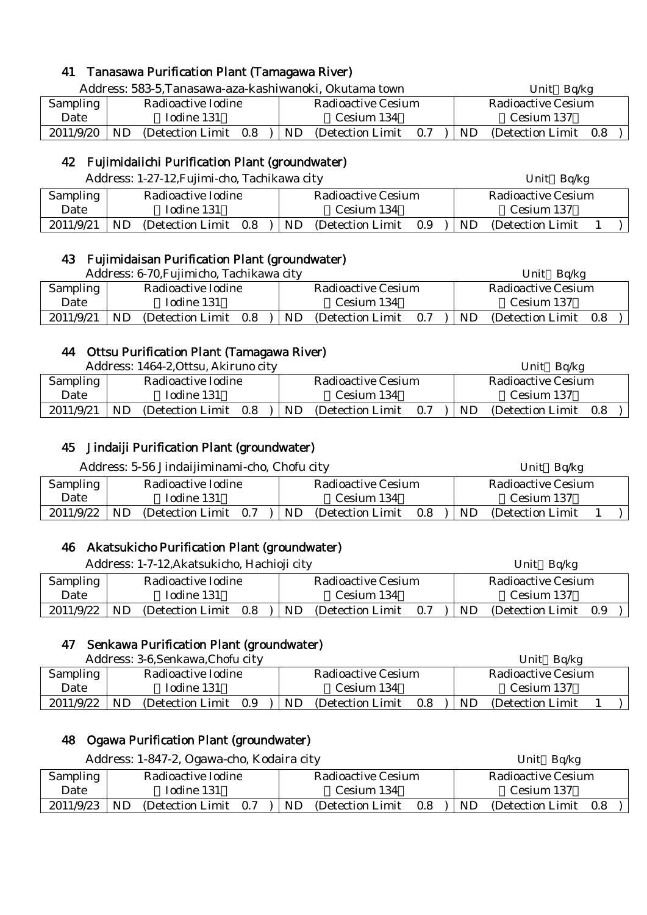## 41 Tanasawa Purification Plant (Tamagawa River)

Address: 583-5,Tanasawa-aza-kashiwanoki, Okutama town

Unit：Bq/kg

| Sampling Date | Radioactive Iodine （Iodine 131） | Radioactive Cesium （Cesium 134） | Radioactive Cesium （Cesium 137） |
|---|---|---|---|
| 2011/9/20 | ND (Detection Limit 0.8 ) | ND (Detection Limit 0.7 ) | ND (Detection Limit 0.8 ) |

## 42 Fujimidaiichi Purification Plant (groundwater)

Address: 1-27-12,Fujimi-cho, Tachikawa city

Unit：Bq/kg

| Sampling Date | Radioactive Iodine （Iodine 131） | Radioactive Cesium （Cesium 134） | Radioactive Cesium （Cesium 137） |
|---|---|---|---|
| 2011/9/21 | ND (Detection Limit 0.8 ) | ND (Detection Limit 0.9 ) | ND (Detection Limit 1 ) |

## 43 Fujimidaisan Purification Plant (groundwater)

Address: 6-70,Fujimicho, Tachikawa city

Unit：Bq/kg

| Sampling Date | Radioactive Iodine （Iodine 131） | Radioactive Cesium （Cesium 134） | Radioactive Cesium （Cesium 137） |
|---|---|---|---|
| 2011/9/21 | ND (Detection Limit 0.8 ) | ND (Detection Limit 0.7 ) | ND (Detection Limit 0.8 ) |

## 44 Ottsu Purification Plant (Tamagawa River)

Address: 1464-2,Ottsu, Akiruno city

Unit：Bq/kg

| Sampling Date | Radioactive Iodine （Iodine 131） | Radioactive Cesium （Cesium 134） | Radioactive Cesium （Cesium 137） |
|---|---|---|---|
| 2011/9/21 | ND (Detection Limit 0.8 ) | ND (Detection Limit 0.7 ) | ND (Detection Limit 0.8 ) |

## 45 Jindaiji Purification Plant (groundwater)

Address: 5-56 Jindaijiminami-cho, Chofu city

Unit：Bq/kg

| Sampling Date | Radioactive Iodine （Iodine 131） | Radioactive Cesium （Cesium 134） | Radioactive Cesium （Cesium 137） |
|---|---|---|---|
| 2011/9/22 | ND (Detection Limit 0.7 ) | ND (Detection Limit 0.8 ) | ND (Detection Limit 1 ) |

## 46 Akatsukicho Purification Plant (groundwater)

Address: 1-7-12,Akatsukicho, Hachioji city

Unit：Bq/kg

| Sampling Date | Radioactive Iodine （Iodine 131） | Radioactive Cesium （Cesium 134） | Radioactive Cesium （Cesium 137） |
|---|---|---|---|
| 2011/9/22 | ND (Detection Limit 0.8 ) | ND (Detection Limit 0.7 ) | ND (Detection Limit 0.9 ) |

## 47 Senkawa Purification Plant (groundwater)

Address: 3-6,Senkawa,Chofu city

Unit：Bq/kg

| Sampling Date | Radioactive Iodine （Iodine 131） | Radioactive Cesium （Cesium 134） | Radioactive Cesium （Cesium 137） |
|---|---|---|---|
| 2011/9/22 | ND (Detection Limit 0.9 ) | ND (Detection Limit 0.8 ) | ND (Detection Limit 1 ) |

## 48 Ogawa Purification Plant (groundwater)

Address: 1-847-2, Ogawa-cho, Kodaira city

Unit：Bq/kg

| Sampling Date | Radioactive Iodine （Iodine 131） | Radioactive Cesium （Cesium 134） | Radioactive Cesium （Cesium 137） |
|---|---|---|---|
| 2011/9/23 | ND (Detection Limit 0.7 ) | ND (Detection Limit 0.8 ) | ND (Detection Limit 0.8 ) |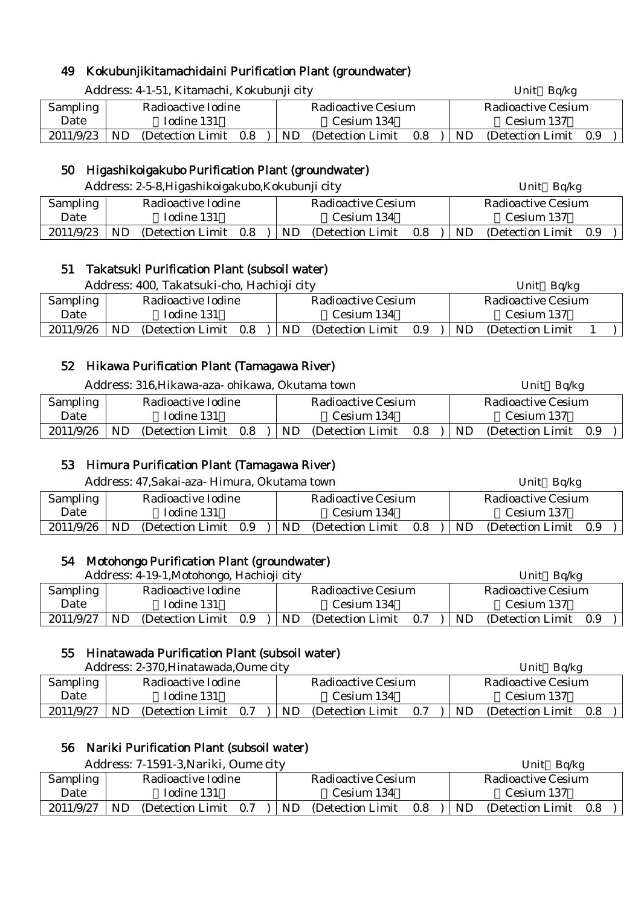## 49 Kokubunjikitamachidaini Purification Plant (groundwater)

Address: 4-1-51, Kitamachi, Kokubunji city　　　　　　　　　　　　　　　　Unit：Bq/kg

| Sampling Date | Radioactive Iodine （Iodine 131） | Radioactive Cesium （Cesium 134） | Radioactive Cesium （Cesium 137） |
|---|---|---|---|
| 2011/9/23 | ND (Detection Limit 0.8 ) | ND (Detection Limit 0.8 ) | ND (Detection Limit 0.9 ) |

## 50 Higashikoigakubo Purification Plant (groundwater)

Address: 2-5-8,Higashikoigakubo,Kokubunji city　　　　　　　　　　　　　　Unit：Bq/kg

| Sampling Date | Radioactive Iodine （Iodine 131） | Radioactive Cesium （Cesium 134） | Radioactive Cesium （Cesium 137） |
|---|---|---|---|
| 2011/9/23 | ND (Detection Limit 0.8 ) | ND (Detection Limit 0.8 ) | ND (Detection Limit 0.9 ) |

## 51 Takatsuki Purification Plant (subsoil water)

Address: 400, Takatsuki-cho, Hachioji city　　　　　　　　　　　　　　　　Unit：Bq/kg

| Sampling Date | Radioactive Iodine （Iodine 131） | Radioactive Cesium （Cesium 134） | Radioactive Cesium （Cesium 137） |
|---|---|---|---|
| 2011/9/26 | ND (Detection Limit 0.8 ) | ND (Detection Limit 0.9 ) | ND (Detection Limit 1 ) |

## 52 Hikawa Purification Plant (Tamagawa River)

Address: 316,Hikawa-aza- ohikawa, Okutama town　　　　　　　　　　　　　Unit：Bq/kg

| Sampling Date | Radioactive Iodine （Iodine 131） | Radioactive Cesium （Cesium 134） | Radioactive Cesium （Cesium 137） |
|---|---|---|---|
| 2011/9/26 | ND (Detection Limit 0.8 ) | ND (Detection Limit 0.8 ) | ND (Detection Limit 0.9 ) |

## 53 Himura Purification Plant (Tamagawa River)

Address: 47,Sakai-aza- Himura, Okutama town　　　　　　　　　　　　　　Unit：Bq/kg

| Sampling Date | Radioactive Iodine （Iodine 131） | Radioactive Cesium （Cesium 134） | Radioactive Cesium （Cesium 137） |
|---|---|---|---|
| 2011/9/26 | ND (Detection Limit 0.9 ) | ND (Detection Limit 0.8 ) | ND (Detection Limit 0.9 ) |

## 54 Motohongo Purification Plant (groundwater)

Address: 4-19-1,Motohongo, Hachioji city　　　　　　　　　　　　　　　　Unit：Bq/kg

| Sampling Date | Radioactive Iodine （Iodine 131） | Radioactive Cesium （Cesium 134） | Radioactive Cesium （Cesium 137） |
|---|---|---|---|
| 2011/9/27 | ND (Detection Limit 0.9 ) | ND (Detection Limit 0.7 ) | ND (Detection Limit 0.9 ) |

## 55 Hinatawada Purification Plant (subsoil water)

Address: 2-370,Hinatawada,Oume city　　　　　　　　　　　　　　　　　Unit：Bq/kg

| Sampling Date | Radioactive Iodine （Iodine 131） | Radioactive Cesium （Cesium 134） | Radioactive Cesium （Cesium 137） |
|---|---|---|---|
| 2011/9/27 | ND (Detection Limit 0.7 ) | ND (Detection Limit 0.7 ) | ND (Detection Limit 0.8 ) |

## 56 Nariki Purification Plant (subsoil water)

Address: 7-1591-3,Nariki, Oume city　　　　　　　　　　　　　　　　　　Unit：Bq/kg

| Sampling Date | Radioactive Iodine （Iodine 131） | Radioactive Cesium （Cesium 134） | Radioactive Cesium （Cesium 137） |
|---|---|---|---|
| 2011/9/27 | ND (Detection Limit 0.7 ) | ND (Detection Limit 0.8 ) | ND (Detection Limit 0.8 ) |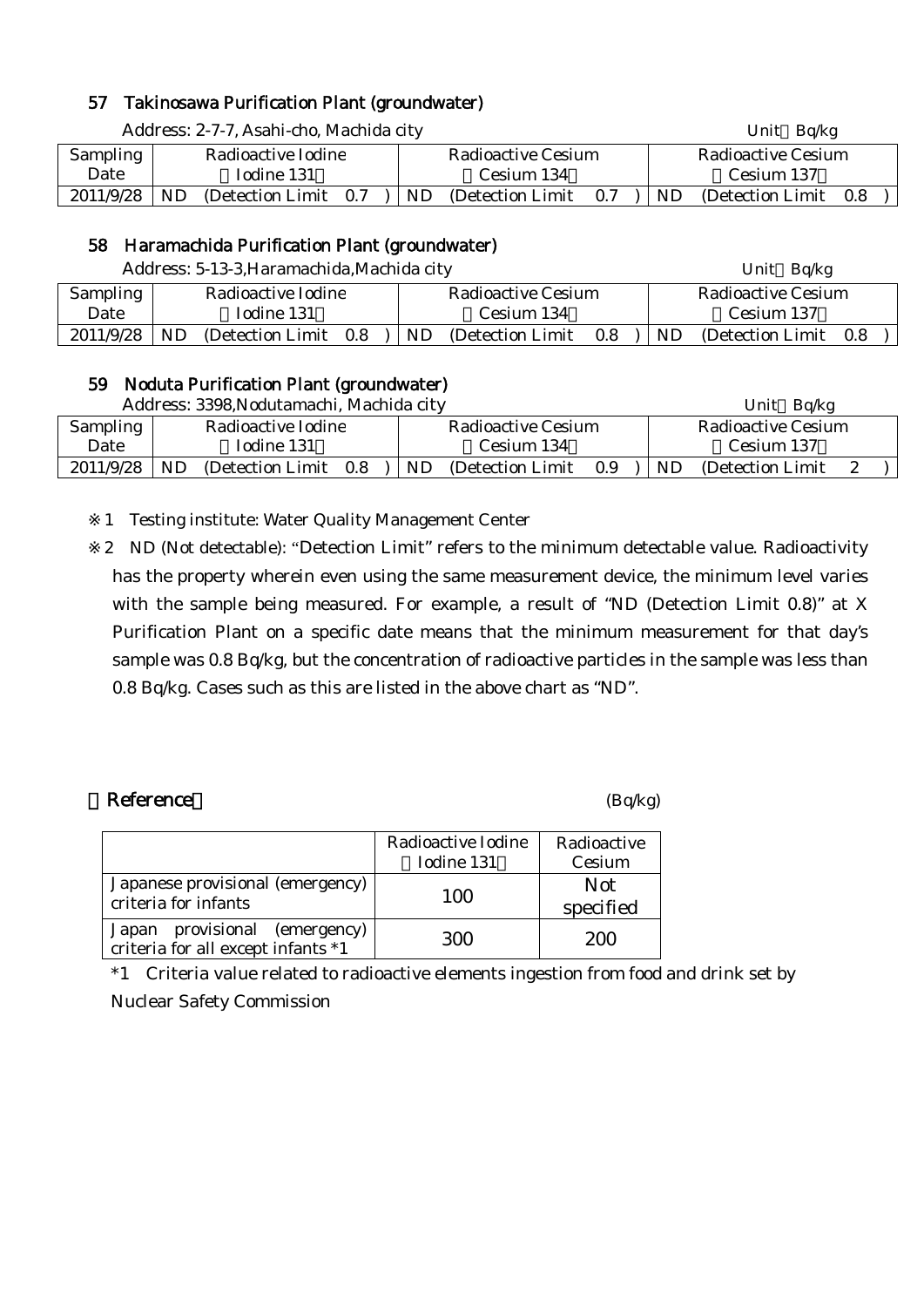## 57 Takinosawa Purification Plant (groundwater)

Address: 2-7-7, Asahi-cho, Machida city

Unit：Bq/kg

| Sampling Date | Radioactive Iodine （Iodine 131） | Radioactive Cesium （Cesium 134） | Radioactive Cesium （Cesium 137） |
|---|---|---|---|
| 2011/9/28 | ND (Detection Limit 0.7 ) | ND (Detection Limit 0.7 ) | ND (Detection Limit 0.8 ) |

## 58 Haramachida Purification Plant (groundwater)

Address: 5-13-3,Haramachida,Machida city

Unit：Bq/kg

| Sampling Date | Radioactive Iodine （Iodine 131） | Radioactive Cesium （Cesium 134） | Radioactive Cesium （Cesium 137） |
|---|---|---|---|
| 2011/9/28 | ND (Detection Limit 0.8 ) | ND (Detection Limit 0.8 ) | ND (Detection Limit 0.8 ) |

## 59 Noduta Purification Plant (groundwater)

Address: 3398,Nodutamachi, Machida city

Unit：Bq/kg

| Sampling Date | Radioactive Iodine （Iodine 131） | Radioactive Cesium （Cesium 134） | Radioactive Cesium （Cesium 137） |
|---|---|---|---|
| 2011/9/28 | ND (Detection Limit 0.8 ) | ND (Detection Limit 0.9 ) | ND (Detection Limit 2 ) |

※1 Testing institute: Water Quality Management Center

※2 ND (Not detectable): "Detection Limit" refers to the minimum detectable value. Radioactivity has the property wherein even using the same measurement device, the minimum level varies with the sample being measured. For example, a result of "ND (Detection Limit 0.8)" at X Purification Plant on a specific date means that the minimum measurement for that day's sample was 0.8 Bq/kg, but the concentration of radioactive particles in the sample was less than 0.8 Bq/kg. Cases such as this are listed in the above chart as "ND".

## 【Reference】

(Bq/kg)

| | Radioactive Iodine （Iodine 131） | Radioactive Cesium |
|---|---|---|
| Japanese provisional (emergency) criteria for infants | 100 | Not specified |
| Japan provisional (emergency) criteria for all except infants *1 | 300 | 200 |

*1 Criteria value related to radioactive elements ingestion from food and drink set by Nuclear Safety Commission